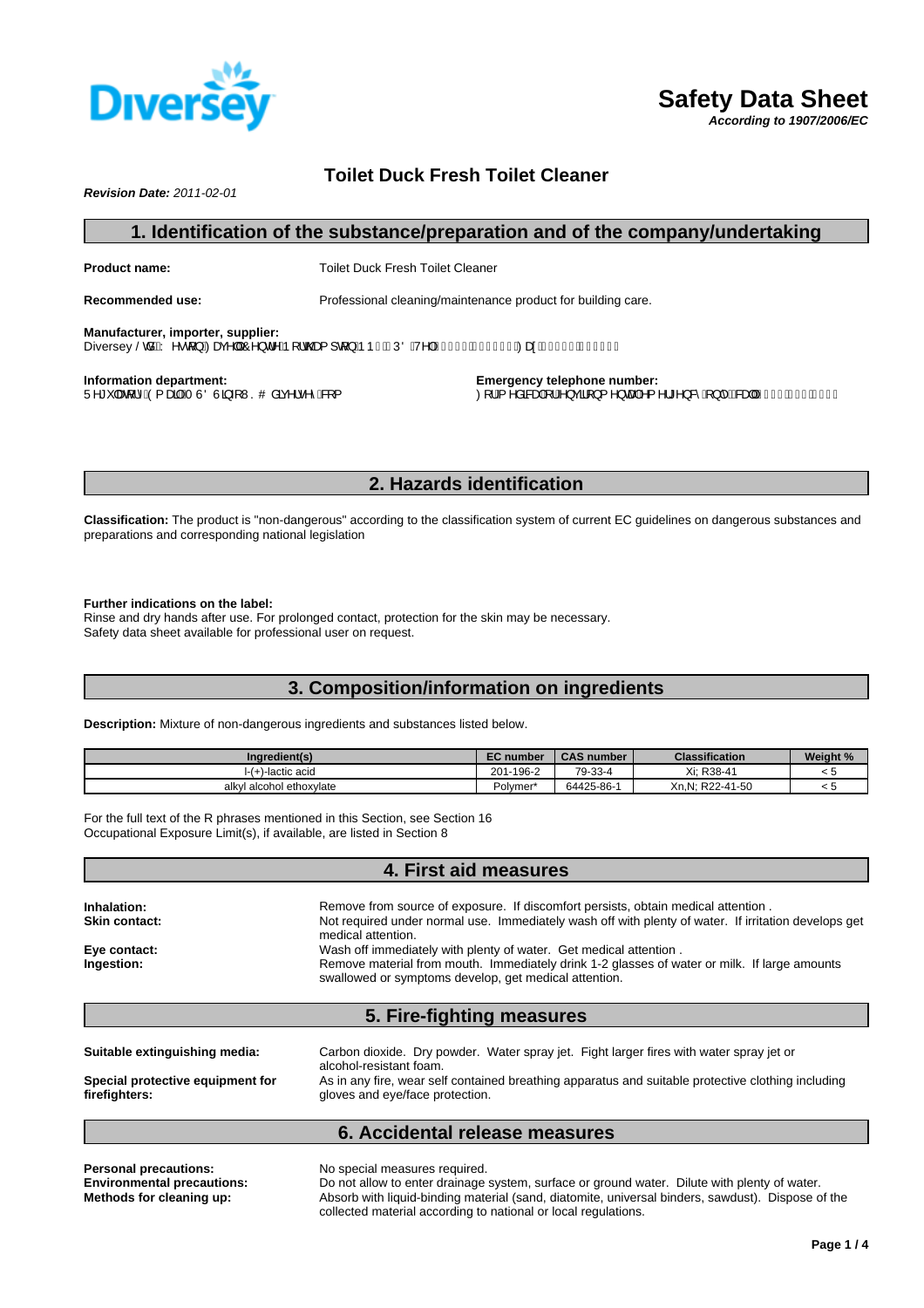# Safety Data Sheet

***According to 1907/2006/EC***

## Toilet Duck Fresh Toilet Cleaner

***Revision Date:*** *2011-02-01*

## 1. Identification of the substance/preparation and of the company/undertaking

**Product name:** Toilet Duck Fresh Toilet Cleaner

**Recommended use:** Professional cleaning/maintenance product for building care.

**Manufacturer, importer, supplier:**
Diversey / WG: HVWRQ) DYHOO&HQWUH1 RUWKDPSWRQ1 1 3' 7HO ) D[

**Information department:**
5 HJXODWRU\ (PDLO0 6' 6LQR8 . # GLYHUVH\ FRP

**Emergency telephone number:**
) RUP HGLFDO RU HQYLURQP HQWDO HP HUJHQF\ RQO\ FDOO

## 2. Hazards identification

**Classification:** The product is "non-dangerous" according to the classification system of current EC guidelines on dangerous substances and preparations and corresponding national legislation

**Further indications on the label:**
Rinse and dry hands after use. For prolonged contact, protection for the skin may be necessary.
Safety data sheet available for professional user on request.

## 3. Composition/information on ingredients

**Description:** Mixture of non-dangerous ingredients and substances listed below.

| Ingredient(s) | EC number | CAS number | Classification | Weight % |
|---|---|---|---|---|
| l-(+)-lactic acid | 201-196-2 | 79-33-4 | Xi; R38-41 | < 5 |
| alkyl alcohol ethoxylate | Polymer* | 64425-86-1 | Xn,N; R22-41-50 | < 5 |

For the full text of the R phrases mentioned in this Section, see Section 16
Occupational Exposure Limit(s), if available, are listed in Section 8

## 4. First aid measures

**Inhalation:** Remove from source of exposure. If discomfort persists, obtain medical attention .

**Skin contact:** Not required under normal use. Immediately wash off with plenty of water. If irritation develops get medical attention.

**Eye contact:** Wash off immediately with plenty of water. Get medical attention .

**Ingestion:** Remove material from mouth. Immediately drink 1-2 glasses of water or milk. If large amounts swallowed or symptoms develop, get medical attention.

## 5. Fire-fighting measures

**Suitable extinguishing media:** Carbon dioxide. Dry powder. Water spray jet. Fight larger fires with water spray jet or alcohol-resistant foam.

**Special protective equipment for firefighters:** As in any fire, wear self contained breathing apparatus and suitable protective clothing including gloves and eye/face protection.

## 6. Accidental release measures

**Personal precautions:** No special measures required.

**Environmental precautions:** Do not allow to enter drainage system, surface or ground water. Dilute with plenty of water.

**Methods for cleaning up:** Absorb with liquid-binding material (sand, diatomite, universal binders, sawdust). Dispose of the collected material according to national or local regulations.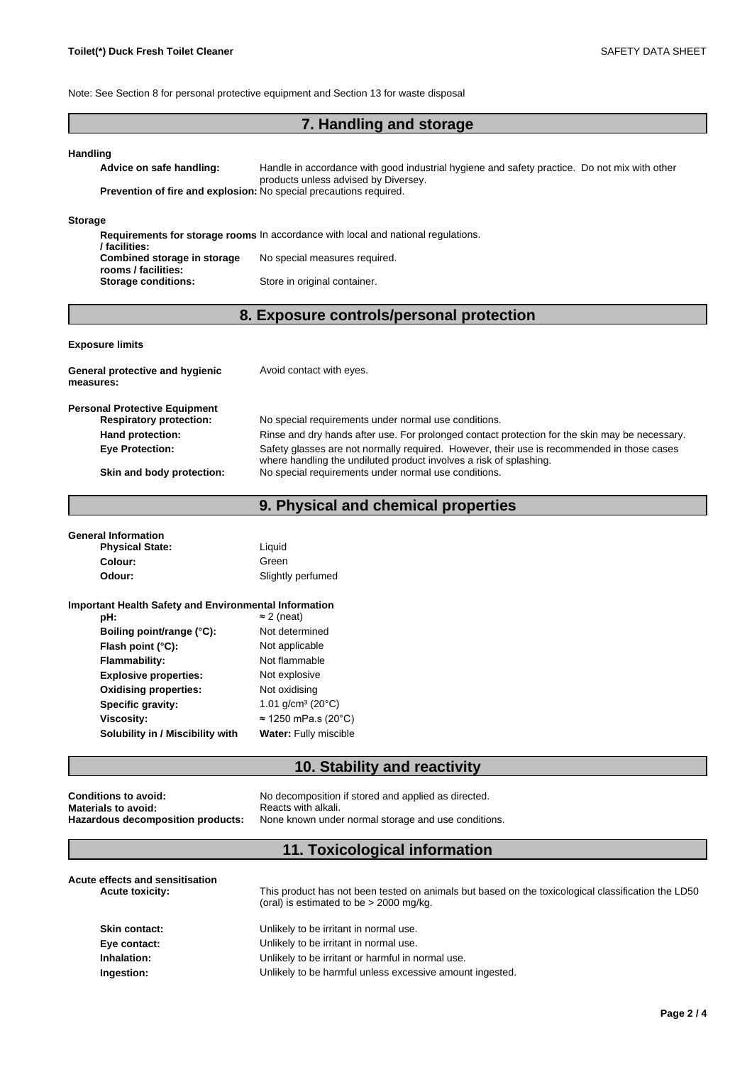Note: See Section 8 for personal protective equipment and Section 13 for waste disposal

## 7. Handling and storage

**Handling**

**Advice on safe handling:** Handle in accordance with good industrial hygiene and safety practice. Do not mix with other products unless advised by Diversey.

**Prevention of fire and explosion:** No special precautions required.

**Storage**

**Requirements for storage rooms / facilities:** In accordance with local and national regulations.

**Combined storage in storage rooms / facilities:** No special measures required.

**Storage conditions:** Store in original container.

## 8. Exposure controls/personal protection

**Exposure limits**

**General protective and hygienic measures:** Avoid contact with eyes.

**Personal Protective Equipment**

**Respiratory protection:** No special requirements under normal use conditions.

**Hand protection:** Rinse and dry hands after use. For prolonged contact protection for the skin may be necessary.

**Eye Protection:** Safety glasses are not normally required. However, their use is recommended in those cases where handling the undiluted product involves a risk of splashing.

**Skin and body protection:** No special requirements under normal use conditions.

## 9. Physical and chemical properties

**General Information**

| | |
|---|---|
| **Physical State:** | Liquid |
| **Colour:** | Green |
| **Odour:** | Slightly perfumed |

**Important Health Safety and Environmental Information**

| | |
|---|---|
| **pH:** | ≈ 2 (neat) |
| **Boiling point/range (°C):** | Not determined |
| **Flash point (°C):** | Not applicable |
| **Flammability:** | Not flammable |
| **Explosive properties:** | Not explosive |
| **Oxidising properties:** | Not oxidising |
| **Specific gravity:** | 1.01 g/cm³ (20°C) |
| **Viscosity:** | ≈ 1250 mPa.s (20°C) |
| **Solubility in / Miscibility with** | **Water:** Fully miscible |

## 10. Stability and reactivity

**Conditions to avoid:** No decomposition if stored and applied as directed.

**Materials to avoid:** Reacts with alkali.

**Hazardous decomposition products:** None known under normal storage and use conditions.

## 11. Toxicological information

**Acute effects and sensitisation**

**Acute toxicity:** This product has not been tested on animals but based on the toxicological classification the LD50 (oral) is estimated to be > 2000 mg/kg.

**Skin contact:** Unlikely to be irritant in normal use.

**Eye contact:** Unlikely to be irritant in normal use.

**Inhalation:** Unlikely to be irritant or harmful in normal use.

**Ingestion:** Unlikely to be harmful unless excessive amount ingested.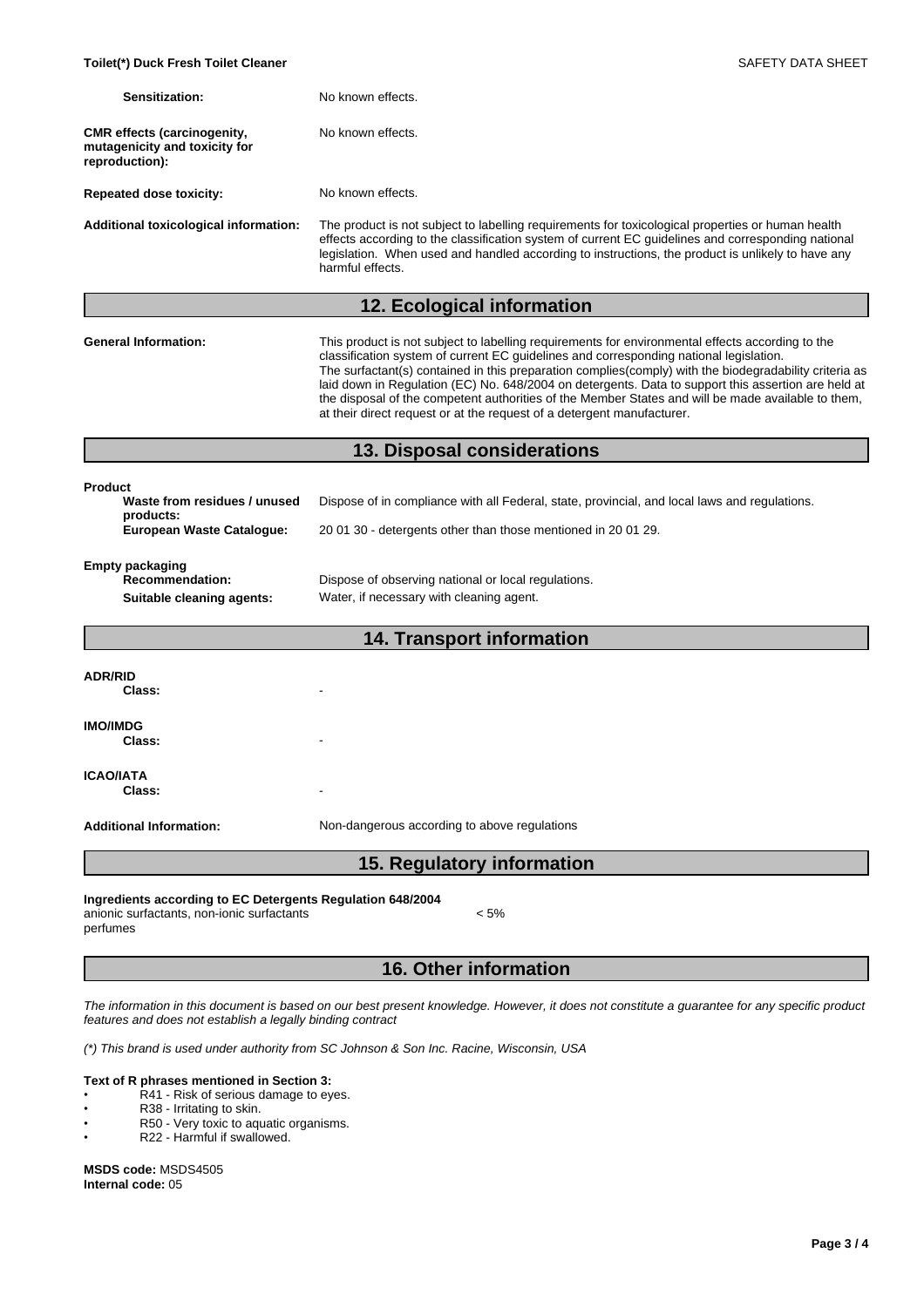**Sensitization:** No known effects.

**CMR effects (carcinogenity, mutagenicity and toxicity for reproduction):** No known effects.

**Repeated dose toxicity:** No known effects.

**Additional toxicological information:** The product is not subject to labelling requirements for toxicological properties or human health effects according to the classification system of current EC guidelines and corresponding national legislation. When used and handled according to instructions, the product is unlikely to have any harmful effects.

## 12. Ecological information

**General Information:** This product is not subject to labelling requirements for environmental effects according to the classification system of current EC guidelines and corresponding national legislation.
The surfactant(s) contained in this preparation complies(comply) with the biodegradability criteria as laid down in Regulation (EC) No. 648/2004 on detergents. Data to support this assertion are held at the disposal of the competent authorities of the Member States and will be made available to them, at their direct request or at the request of a detergent manufacturer.

## 13. Disposal considerations

**Product**

**Waste from residues / unused products:** Dispose of in compliance with all Federal, state, provincial, and local laws and regulations.

**European Waste Catalogue:** 20 01 30 - detergents other than those mentioned in 20 01 29.

**Empty packaging**

**Recommendation:** Dispose of observing national or local regulations.

**Suitable cleaning agents:** Water, if necessary with cleaning agent.

## 14. Transport information

**ADR/RID**

**Class:** -

**IMO/IMDG**

**Class:** -

**ICAO/IATA**

**Class:** -

**Additional Information:** Non-dangerous according to above regulations

## 15. Regulatory information

**Ingredients according to EC Detergents Regulation 648/2004**

anionic surfactants, non-ionic surfactants < 5%
perfumes

## 16. Other information

*The information in this document is based on our best present knowledge. However, it does not constitute a guarantee for any specific product features and does not establish a legally binding contract*

*(\*) This brand is used under authority from SC Johnson & Son Inc. Racine, Wisconsin, USA*

**Text of R phrases mentioned in Section 3:**

- R41 - Risk of serious damage to eyes.
- R38 - Irritating to skin.
- R50 - Very toxic to aquatic organisms.
- R22 - Harmful if swallowed.

**MSDS code:** MSDS4505
**Internal code:** 05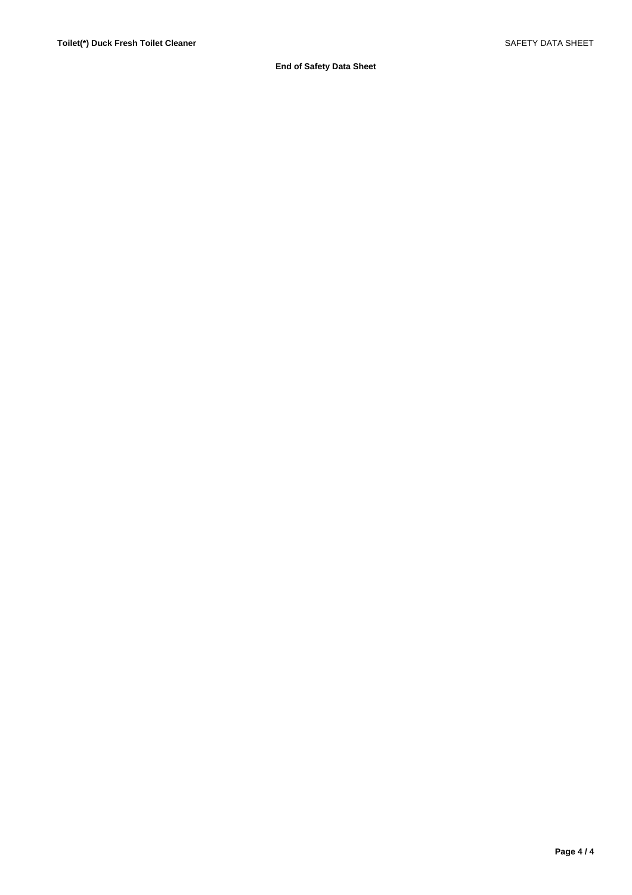**End of Safety Data Sheet**